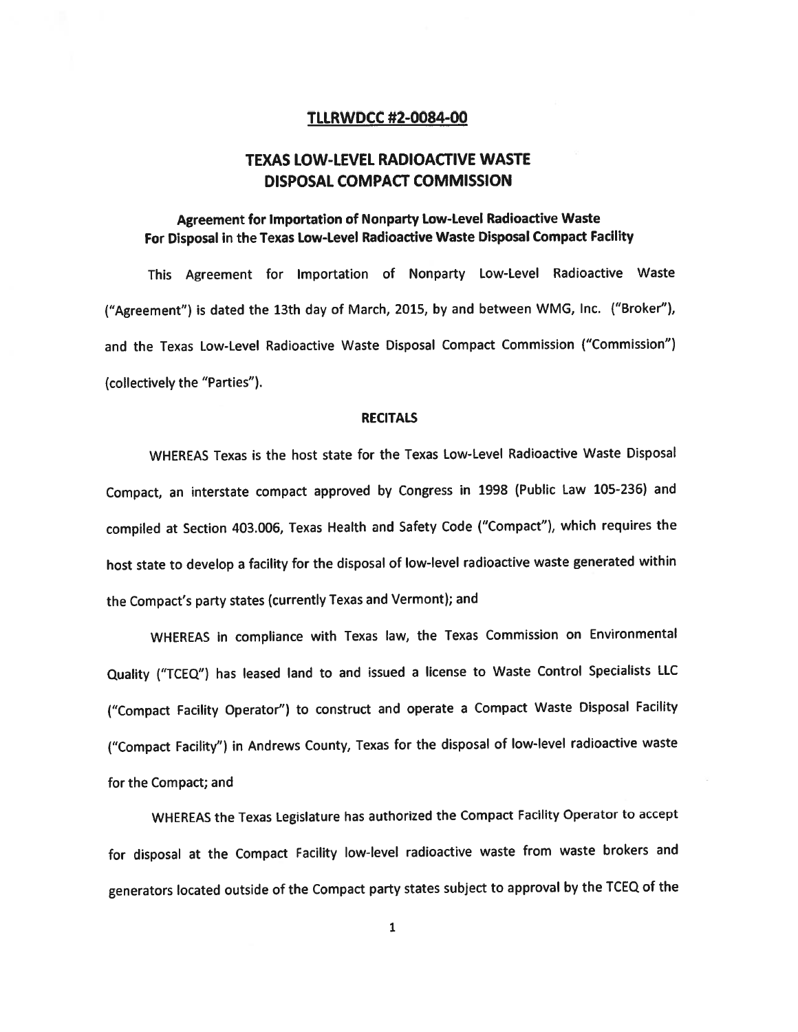**TLLRWDCC #2-0084-00**

# TEXAS LOW-LEVEL RADIOACTIVE WASTE DISPOSAL COMPACT COMMISSION

## Agreement for Importation of Nonparty Low-Level Radioactive Waste For Disposal in the Texas Low-Level Radioactive Waste Disposal Compact Facility

This Agreement for Importation of Nonparty Low-Level Radioactive Waste ("Agreement") is dated the 13th day of March, 2015, by and between WMG, Inc. ("Broker"), and the Texas Low-Level Radioactive Waste Disposal Compact Commission ("Commission") (collectively the "Parties").

### RECITALS

WHEREAS Texas is the host state for the Texas Low-Level Radioactive Waste Disposal Compact, an interstate compact approved by Congress in 1998 (Public Law 105-236) and compiled at Section 403.006, Texas Health and Safety Code ("Compact"), which requires the host state to develop a facility for the disposal of low-level radioactive waste generated within the Compact's party states (currently Texas and Vermont); and

WHEREAS in compliance with Texas law, the Texas Commission on Environmental Quality ("TCEQ") has leased land to and issued a license to Waste Control Specialists LLC ("Compact Facility Operator") to construct and operate a Compact Waste Disposal Facility ("Compact Facility") in Andrews County, Texas for the disposal of low-level radioactive waste for the Compact; and

WHEREAS the Texas Legislature has authorized the Compact Facility Operator to accept for disposal at the Compact Facility low-level radioactive waste from waste brokers and generators located outside of the Compact party states subject to approval by the TCEQ of the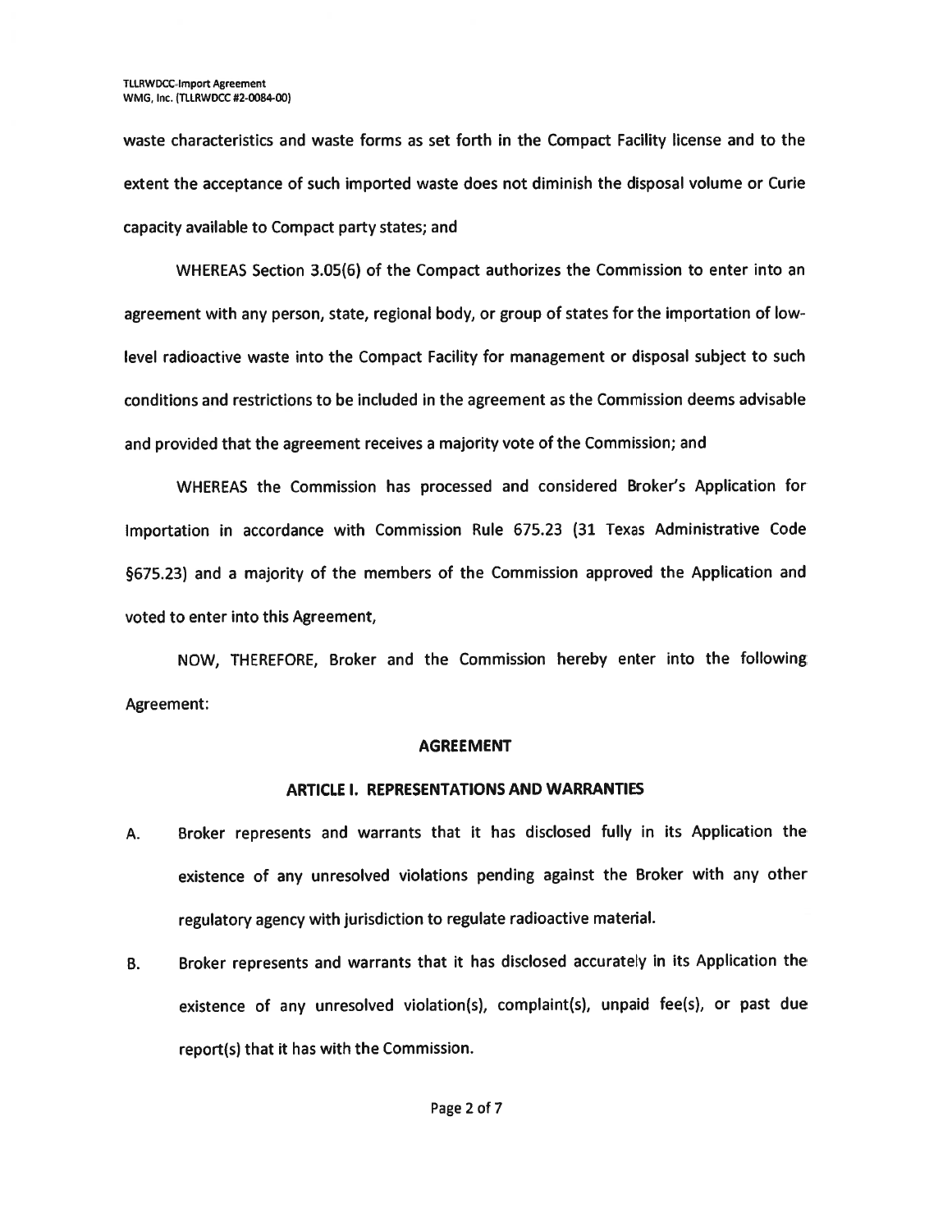waste characteristics and waste forms as set forth in the Compact Facility license and to the extent the acceptance of such imported waste does not diminish the disposal volume or Curie capacity available to Compact party states; and

WHEREAS Section 3.05(6) of the Compact authorizes the Commission to enter into an agreement with any person, state, regional body, or group of states for the importation of low-level radioactive waste into the Compact Facility for management or disposal subject to such conditions and restrictions to be included in the agreement as the Commission deems advisable and provided that the agreement receives a majority vote of the Commission; and

WHEREAS the Commission has processed and considered Broker's Application for Importation in accordance with Commission Rule 675.23 (31 Texas Administrative Code §675.23) and a majority of the members of the Commission approved the Application and voted to enter into this Agreement,

NOW, THEREFORE, Broker and the Commission hereby enter into the following Agreement:

## AGREEMENT

### ARTICLE I. REPRESENTATIONS AND WARRANTIES

A. Broker represents and warrants that it has disclosed fully in its Application the existence of any unresolved violations pending against the Broker with any other regulatory agency with jurisdiction to regulate radioactive material.

B. Broker represents and warrants that it has disclosed accurately in its Application the existence of any unresolved violation(s), complaint(s), unpaid fee(s), or past due report(s) that it has with the Commission.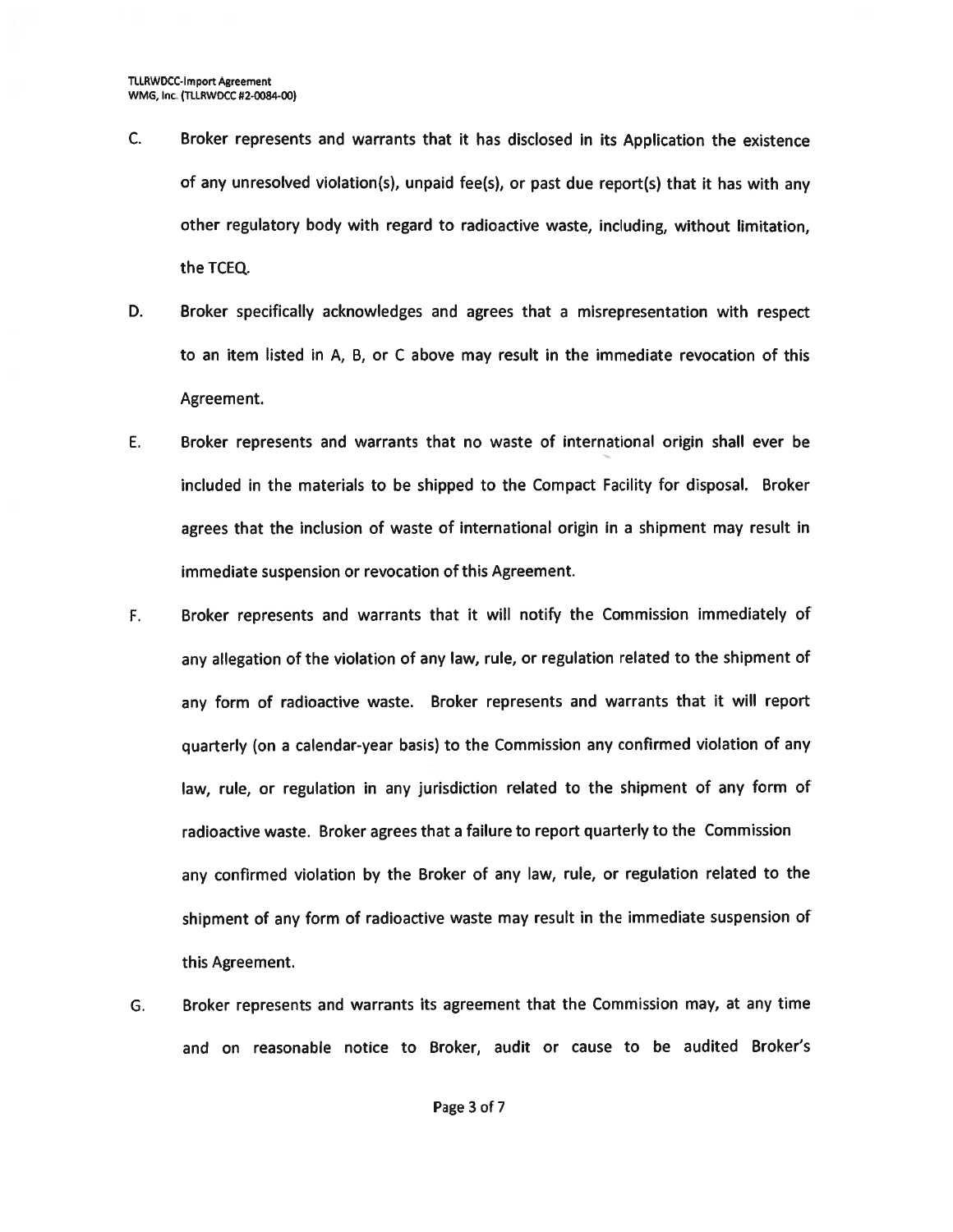C. Broker represents and warrants that it has disclosed in its Application the existence of any unresolved violation(s), unpaid fee(s), or past due report(s) that it has with any other regulatory body with regard to radioactive waste, including, without limitation, the TCEQ.

D. Broker specifically acknowledges and agrees that a misrepresentation with respect to an item listed in A, B, or C above may result in the immediate revocation of this Agreement.

E. Broker represents and warrants that no waste of international origin shall ever be included in the materials to be shipped to the Compact Facility for disposal. Broker agrees that the inclusion of waste of international origin in a shipment may result in immediate suspension or revocation of this Agreement.

F. Broker represents and warrants that it will notify the Commission immediately of any allegation of the violation of any law, rule, or regulation related to the shipment of any form of radioactive waste. Broker represents and warrants that it will report quarterly (on a calendar-year basis) to the Commission any confirmed violation of any law, rule, or regulation in any jurisdiction related to the shipment of any form of radioactive waste. Broker agrees that a failure to report quarterly to the Commission any confirmed violation by the Broker of any law, rule, or regulation related to the shipment of any form of radioactive waste may result in the immediate suspension of this Agreement.

G. Broker represents and warrants its agreement that the Commission may, at any time and on reasonable notice to Broker, audit or cause to be audited Broker's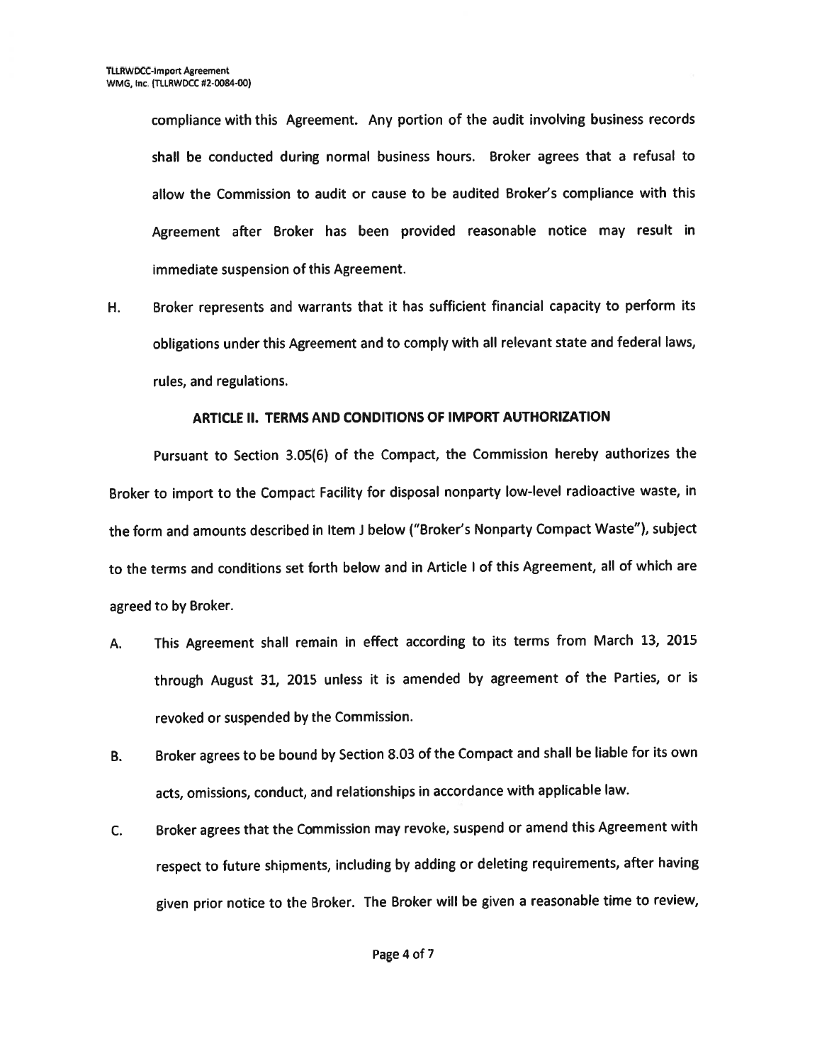compliance with this Agreement. Any portion of the audit involving business records shall be conducted during normal business hours. Broker agrees that a refusal to allow the Commission to audit or cause to be audited Broker's compliance with this Agreement after Broker has been provided reasonable notice may result in immediate suspension of this Agreement.

H. Broker represents and warrants that it has sufficient financial capacity to perform its obligations under this Agreement and to comply with all relevant state and federal laws, rules, and regulations.

## ARTICLE II. TERMS AND CONDITIONS OF IMPORT AUTHORIZATION

Pursuant to Section 3.05(6) of the Compact, the Commission hereby authorizes the Broker to import to the Compact Facility for disposal nonparty low-level radioactive waste, in the form and amounts described in Item J below ("Broker's Nonparty Compact Waste"), subject to the terms and conditions set forth below and in Article I of this Agreement, all of which are agreed to by Broker.

A. This Agreement shall remain in effect according to its terms from March 13, 2015 through August 31, 2015 unless it is amended by agreement of the Parties, or is revoked or suspended by the Commission.

B. Broker agrees to be bound by Section 8.03 of the Compact and shall be liable for its own acts, omissions, conduct, and relationships in accordance with applicable law.

C. Broker agrees that the Commission may revoke, suspend or amend this Agreement with respect to future shipments, including by adding or deleting requirements, after having given prior notice to the Broker. The Broker will be given a reasonable time to review,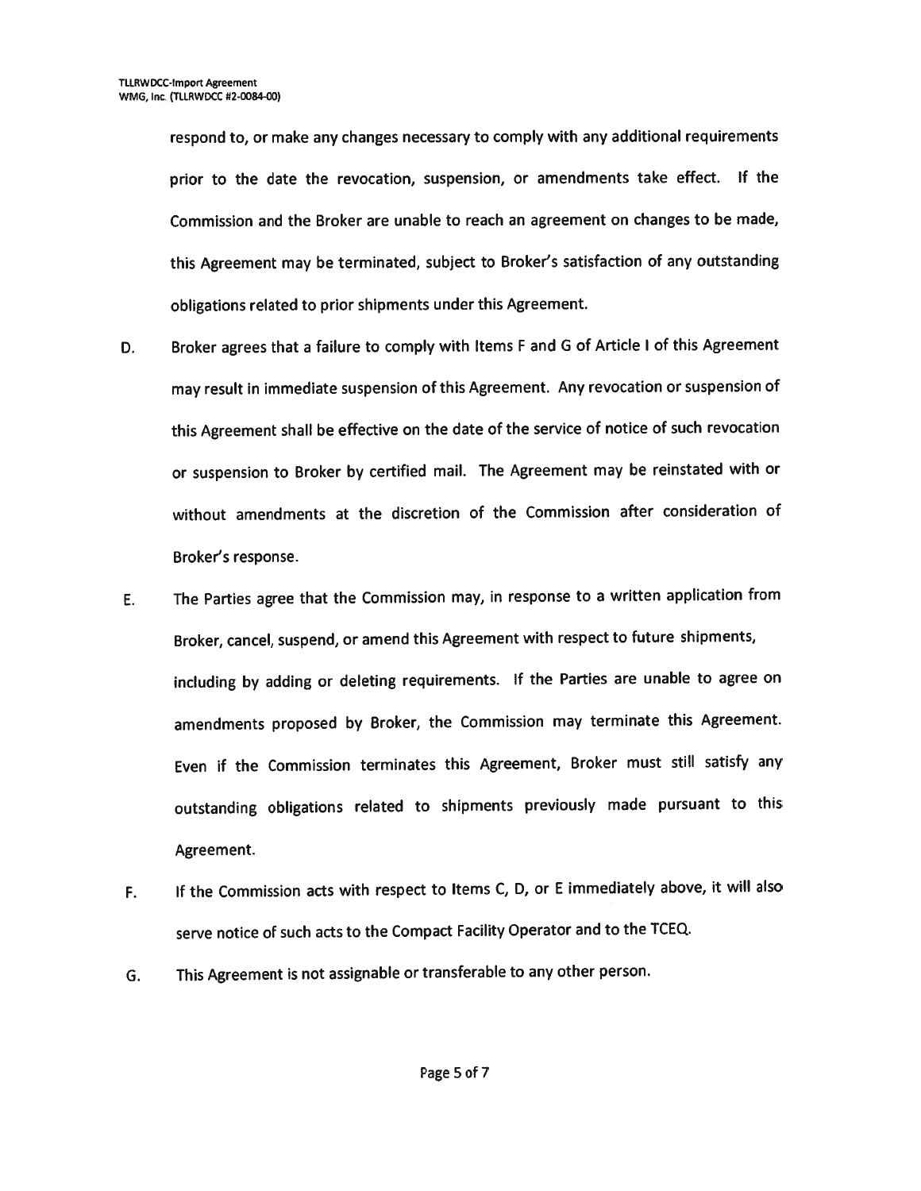respond to, or make any changes necessary to comply with any additional requirements prior to the date the revocation, suspension, or amendments take effect. If the Commission and the Broker are unable to reach an agreement on changes to be made, this Agreement may be terminated, subject to Broker's satisfaction of any outstanding obligations related to prior shipments under this Agreement.

D. Broker agrees that a failure to comply with Items F and G of Article I of this Agreement may result in immediate suspension of this Agreement. Any revocation or suspension of this Agreement shall be effective on the date of the service of notice of such revocation or suspension to Broker by certified mail. The Agreement may be reinstated with or without amendments at the discretion of the Commission after consideration of Broker's response.

E. The Parties agree that the Commission may, in response to a written application from Broker, cancel, suspend, or amend this Agreement with respect to future shipments, including by adding or deleting requirements. If the Parties are unable to agree on amendments proposed by Broker, the Commission may terminate this Agreement. Even if the Commission terminates this Agreement, Broker must still satisfy any outstanding obligations related to shipments previously made pursuant to this Agreement.

F. If the Commission acts with respect to Items C, D, or E immediately above, it will also serve notice of such acts to the Compact Facility Operator and to the TCEQ.

G. This Agreement is not assignable or transferable to any other person.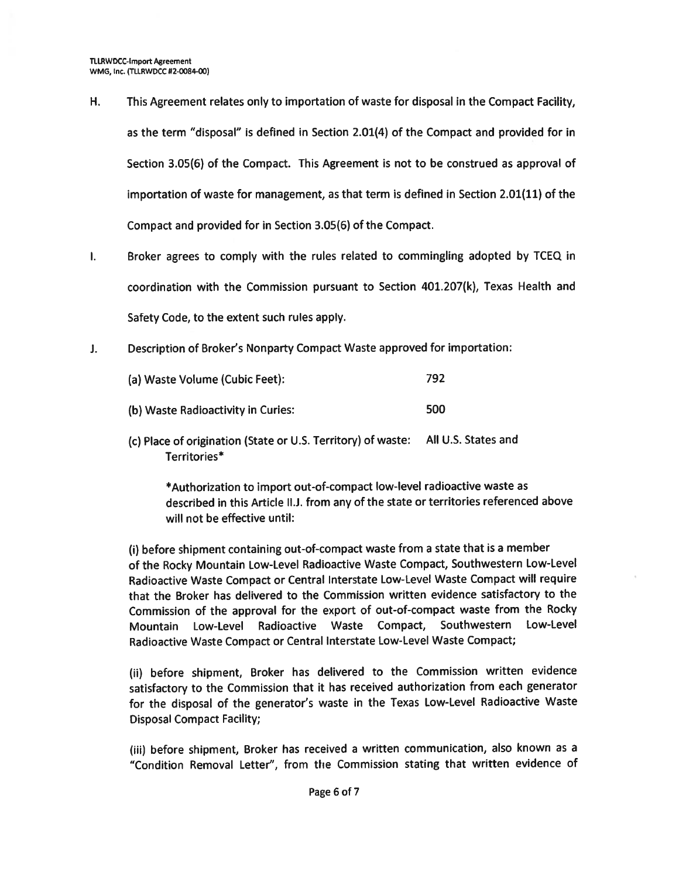H. This Agreement relates only to importation of waste for disposal in the Compact Facility, as the term "disposal" is defined in Section 2.01(4) of the Compact and provided for in Section 3.05(6) of the Compact. This Agreement is not to be construed as approval of importation of waste for management, as that term is defined in Section 2.01(11) of the Compact and provided for in Section 3.05(6) of the Compact.

I. Broker agrees to comply with the rules related to commingling adopted by TCEQ in coordination with the Commission pursuant to Section 401.207(k), Texas Health and Safety Code, to the extent such rules apply.

J. Description of Broker's Nonparty Compact Waste approved for importation:

(a) Waste Volume (Cubic Feet): 792

(b) Waste Radioactivity in Curies: 500

(c) Place of origination (State or U.S. Territory) of waste: All U.S. States and Territories*

*Authorization to import out-of-compact low-level radioactive waste as described in this Article II.J. from any of the state or territories referenced above will not be effective until:

(i) before shipment containing out-of-compact waste from a state that is a member of the Rocky Mountain Low-Level Radioactive Waste Compact, Southwestern Low-Level Radioactive Waste Compact or Central Interstate Low-Level Waste Compact will require that the Broker has delivered to the Commission written evidence satisfactory to the Commission of the approval for the export of out-of-compact waste from the Rocky Mountain Low-Level Radioactive Waste Compact, Southwestern Low-Level Radioactive Waste Compact or Central Interstate Low-Level Waste Compact;

(ii) before shipment, Broker has delivered to the Commission written evidence satisfactory to the Commission that it has received authorization from each generator for the disposal of the generator's waste in the Texas Low-Level Radioactive Waste Disposal Compact Facility;

(iii) before shipment, Broker has received a written communication, also known as a "Condition Removal Letter", from the Commission stating that written evidence of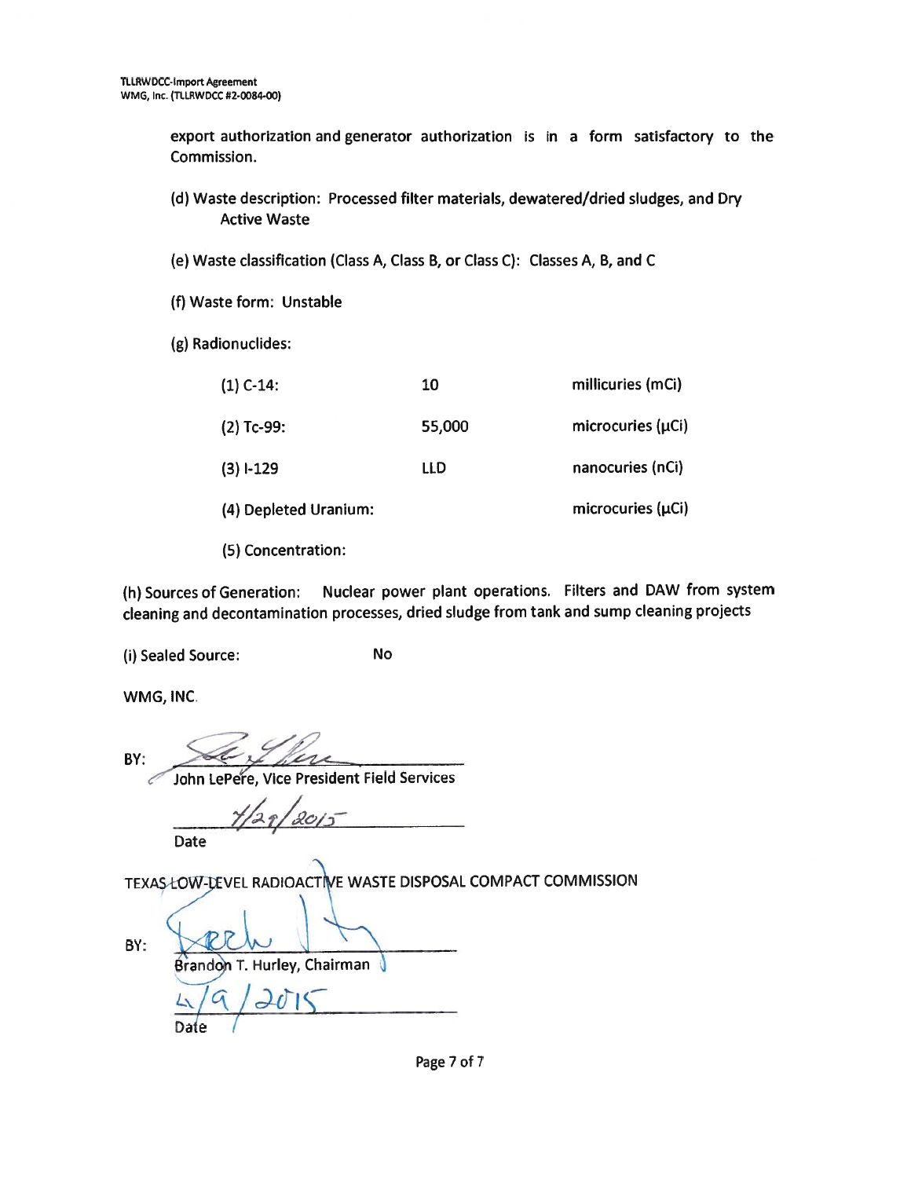export authorization and generator authorization is in a form satisfactory to the Commission.

(d) Waste description: Processed filter materials, dewatered/dried sludges, and Dry Active Waste

(e) Waste classification (Class A, Class B, or Class C): Classes A, B, and C

(f) Waste form: Unstable

(g) Radionuclides:

| | | |
|---|---|---|
| (1) C-14: | 10 | millicuries (mCi) |
| (2) Tc-99: | 55,000 | microcuries (μCi) |
| (3) I-129 | LLD | nanocuries (nCi) |
| (4) Depleted Uranium: | | microcuries (μCi) |
| (5) Concentration: | | |

(h) Sources of Generation: Nuclear power plant operations. Filters and DAW from system cleaning and decontamination processes, dried sludge from tank and sump cleaning projects

(i) Sealed Source: No

WMG, INC.

BY: _______________________
John LePere, Vice President Field Services

4/29/2015
Date

TEXAS LOW-LEVEL RADIOACTIVE WASTE DISPOSAL COMPACT COMMISSION

BY: _______________________
Brandon T. Hurley, Chairman

4/9/2015
Date